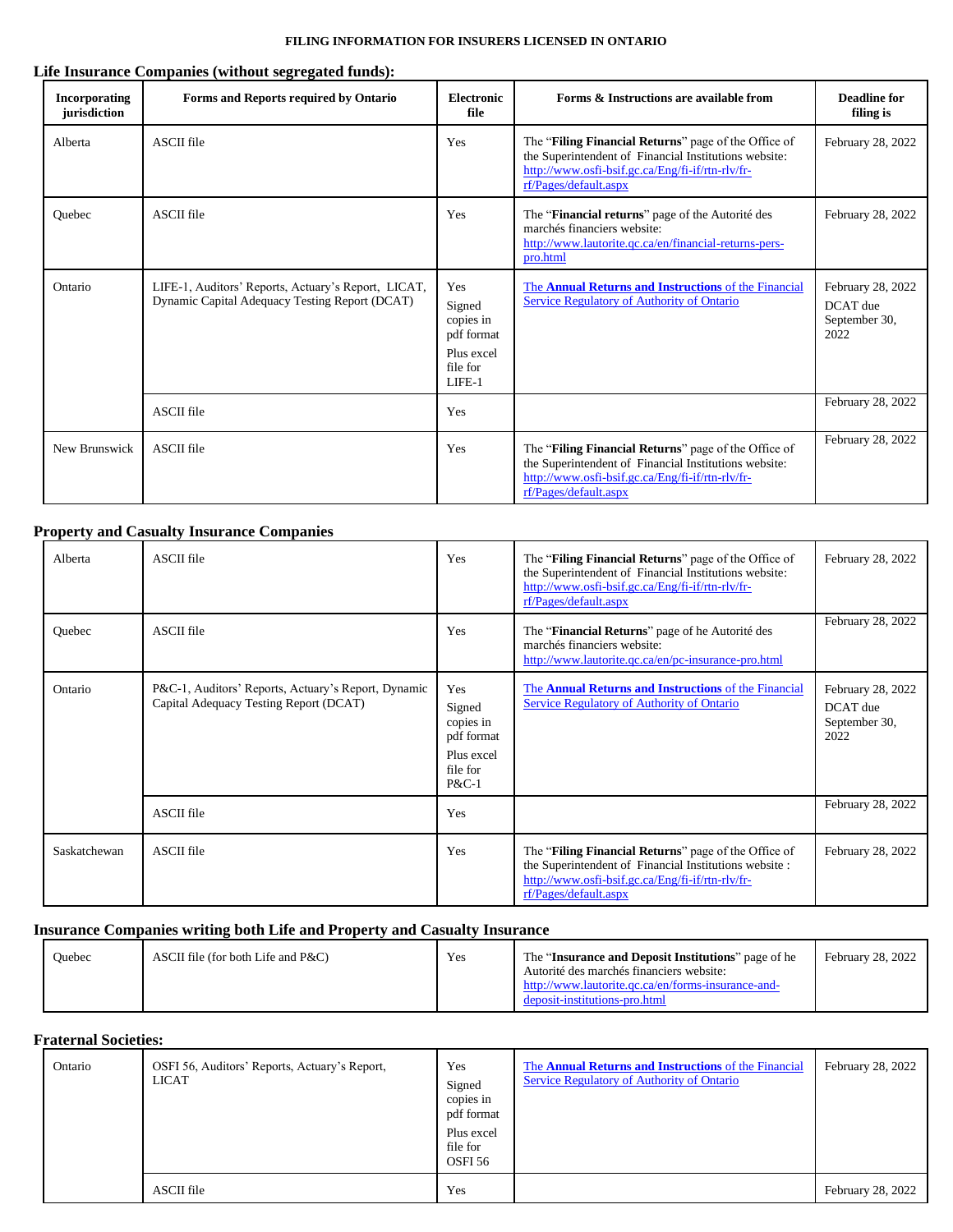**FILING INFORMATION FOR INSURERS LICENSED IN ONTARIO**

## Life Insurance Companies (without segregated funds):

| Incorporating jurisdiction | Forms and Reports required by Ontario | Electronic file | Forms & Instructions are available from | Deadline for filing is |
|---|---|---|---|---|
| Alberta | ASCII file | Yes | The "**Filing Financial Returns**" page of the Office of the Superintendent of Financial Institutions website: http://www.osfi-bsif.gc.ca/Eng/fi-if/rtn-rlv/fr-rf/Pages/default.aspx | February 28, 2022 |
| Quebec | ASCII file | Yes | The "**Financial returns**" page of the Autorité des marchés financiers website: http://www.lautorite.qc.ca/en/financial-returns-pers-pro.html | February 28, 2022 |
| Ontario | LIFE-1, Auditors' Reports, Actuary's Report, LICAT, Dynamic Capital Adequacy Testing Report (DCAT) | Yes Signed copies in pdf format Plus excel file for LIFE-1 | **The Annual Returns and Instructions** of the Financial Service Regulatory of Authority of Ontario | February 28, 2022 DCAT due September 30, 2022 |
| | ASCII file | Yes | | February 28, 2022 |
| New Brunswick | ASCII file | Yes | The "**Filing Financial Returns**" page of the Office of the Superintendent of Financial Institutions website: http://www.osfi-bsif.gc.ca/Eng/fi-if/rtn-rlv/fr-rf/Pages/default.aspx | February 28, 2022 |

## Property and Casualty Insurance Companies

| Incorporating jurisdiction | Forms and Reports required by Ontario | Electronic file | Forms & Instructions are available from | Deadline for filing is |
|---|---|---|---|---|
| Alberta | ASCII file | Yes | The "**Filing Financial Returns**" page of the Office of the Superintendent of Financial Institutions website: http://www.osfi-bsif.gc.ca/Eng/fi-if/rtn-rlv/fr-rf/Pages/default.aspx | February 28, 2022 |
| Quebec | ASCII file | Yes | The "**Financial Returns**" page of he Autorité des marchés financiers website: http://www.lautorite.qc.ca/en/pc-insurance-pro.html | February 28, 2022 |
| Ontario | P&C-1, Auditors' Reports, Actuary's Report, Dynamic Capital Adequacy Testing Report (DCAT) | Yes Signed copies in pdf format Plus excel file for P&C-1 | **The Annual Returns and Instructions** of the Financial Service Regulatory of Authority of Ontario | February 28, 2022 DCAT due September 30, 2022 |
| | ASCII file | Yes | | February 28, 2022 |
| Saskatchewan | ASCII file | Yes | The "**Filing Financial Returns**" page of the Office of the Superintendent of Financial Institutions website : http://www.osfi-bsif.gc.ca/Eng/fi-if/rtn-rlv/fr-rf/Pages/default.aspx | February 28, 2022 |

## Insurance Companies writing both Life and Property and Casualty Insurance

| Incorporating jurisdiction | Forms and Reports required by Ontario | Electronic file | Forms & Instructions are available from | Deadline for filing is |
|---|---|---|---|---|
| Quebec | ASCII file (for both Life and P&C) | Yes | The "**Insurance and Deposit Institutions**" page of he Autorité des marchés financiers website: http://www.lautorite.qc.ca/en/forms-insurance-and-deposit-institutions-pro.html | February 28, 2022 |

## Fraternal Societies:

| Incorporating jurisdiction | Forms and Reports required by Ontario | Electronic file | Forms & Instructions are available from | Deadline for filing is |
|---|---|---|---|---|
| Ontario | OSFI 56, Auditors' Reports, Actuary's Report, LICAT | Yes Signed copies in pdf format Plus excel file for OSFI 56 | **The Annual Returns and Instructions** of the Financial Service Regulatory of Authority of Ontario | February 28, 2022 |
| | ASCII file | Yes | | February 28, 2022 |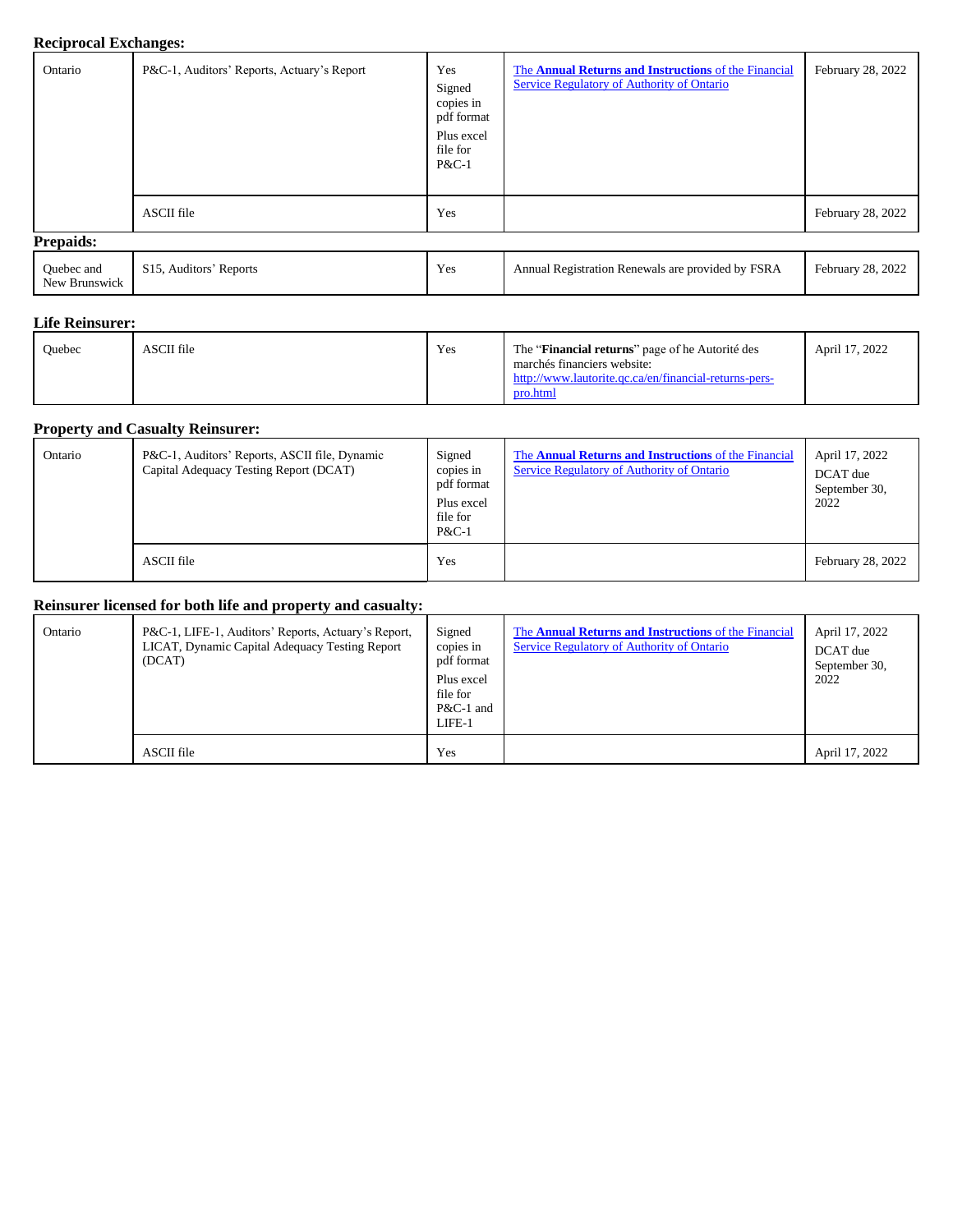**Reciprocal Exchanges:**

| | | | | |
|---|---|---|---|---|
| Ontario | P&C-1, Auditors' Reports, Actuary's Report | Yes Signed copies in pdf format Plus excel file for P&C-1 | [The **Annual Returns and Instructions** of the Financial Service Regulatory of Authority of Ontario]() | February 28, 2022 |
| | ASCII file | Yes | | February 28, 2022 |

**Prepaids:**

| | | | | |
|---|---|---|---|---|
| Quebec and New Brunswick | S15, Auditors' Reports | Yes | Annual Registration Renewals are provided by FSRA | February 28, 2022 |

**Life Reinsurer:**

| | | | | |
|---|---|---|---|---|
| Quebec | ASCII file | Yes | The "**Financial returns**" page of he Autorité des marchés financiers website: http://www.lautorite.qc.ca/en/financial-returns-pers-pro.html | April 17, 2022 |

**Property and Casualty Reinsurer:**

| | | | | |
|---|---|---|---|---|
| Ontario | P&C-1, Auditors' Reports, ASCII file, Dynamic Capital Adequacy Testing Report (DCAT) | Signed copies in pdf format Plus excel file for P&C-1 | [The **Annual Returns and Instructions** of the Financial Service Regulatory of Authority of Ontario]() | April 17, 2022 DCAT due September 30, 2022 |
| | ASCII file | Yes | | February 28, 2022 |

**Reinsurer licensed for both life and property and casualty:**

| | | | | |
|---|---|---|---|---|
| Ontario | P&C-1, LIFE-1, Auditors' Reports, Actuary's Report, LICAT, Dynamic Capital Adequacy Testing Report (DCAT) | Signed copies in pdf format Plus excel file for P&C-1 and LIFE-1 | [The **Annual Returns and Instructions** of the Financial Service Regulatory of Authority of Ontario]() | April 17, 2022 DCAT due September 30, 2022 |
| | ASCII file | Yes | | April 17, 2022 |